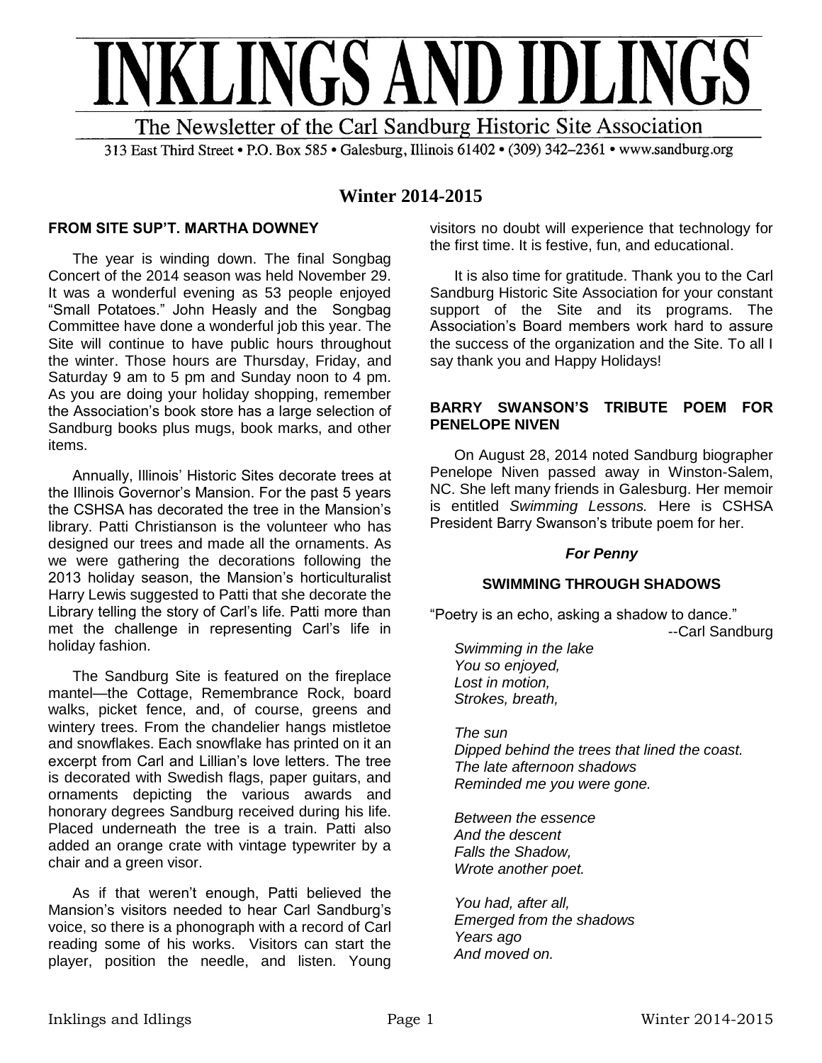# INKLINGS AND IDLINGS

The Newsletter of the Carl Sandburg Historic Site Association

313 East Third Street • P.O. Box 585 • Galesburg, Illinois 61402 • (309) 342–2361 • www.sandburg.org

## Winter 2014-2015

### FROM SITE SUP'T. MARTHA DOWNEY

The year is winding down. The final Songbag Concert of the 2014 season was held November 29. It was a wonderful evening as 53 people enjoyed "Small Potatoes." John Heasly and the Songbag Committee have done a wonderful job this year. The Site will continue to have public hours throughout the winter. Those hours are Thursday, Friday, and Saturday 9 am to 5 pm and Sunday noon to 4 pm. As you are doing your holiday shopping, remember the Association's book store has a large selection of Sandburg books plus mugs, book marks, and other items.

Annually, Illinois' Historic Sites decorate trees at the Illinois Governor's Mansion. For the past 5 years the CSHSA has decorated the tree in the Mansion's library. Patti Christianson is the volunteer who has designed our trees and made all the ornaments. As we were gathering the decorations following the 2013 holiday season, the Mansion's horticulturalist Harry Lewis suggested to Patti that she decorate the Library telling the story of Carl's life. Patti more than met the challenge in representing Carl's life in holiday fashion.

The Sandburg Site is featured on the fireplace mantel—the Cottage, Remembrance Rock, board walks, picket fence, and, of course, greens and wintery trees. From the chandelier hangs mistletoe and snowflakes. Each snowflake has printed on it an excerpt from Carl and Lillian's love letters. The tree is decorated with Swedish flags, paper guitars, and ornaments depicting the various awards and honorary degrees Sandburg received during his life. Placed underneath the tree is a train. Patti also added an orange crate with vintage typewriter by a chair and a green visor.

As if that weren't enough, Patti believed the Mansion's visitors needed to hear Carl Sandburg's voice, so there is a phonograph with a record of Carl reading some of his works. Visitors can start the player, position the needle, and listen. Young visitors no doubt will experience that technology for the first time. It is festive, fun, and educational.

It is also time for gratitude. Thank you to the Carl Sandburg Historic Site Association for your constant support of the Site and its programs. The Association's Board members work hard to assure the success of the organization and the Site. To all I say thank you and Happy Holidays!

### BARRY SWANSON'S TRIBUTE POEM FOR PENELOPE NIVEN

On August 28, 2014 noted Sandburg biographer Penelope Niven passed away in Winston-Salem, NC. She left many friends in Galesburg. Her memoir is entitled *Swimming Lessons.* Here is CSHSA President Barry Swanson's tribute poem for her.

***For Penny***

**SWIMMING THROUGH SHADOWS**

"Poetry is an echo, asking a shadow to dance."
--Carl Sandburg

*Swimming in the lake*
*You so enjoyed,*
*Lost in motion,*
*Strokes, breath,*

*The sun*
*Dipped behind the trees that lined the coast.*
*The late afternoon shadows*
*Reminded me you were gone.*

*Between the essence*
*And the descent*
*Falls the Shadow,*
*Wrote another poet.*

*You had, after all,*
*Emerged from the shadows*
*Years ago*
*And moved on.*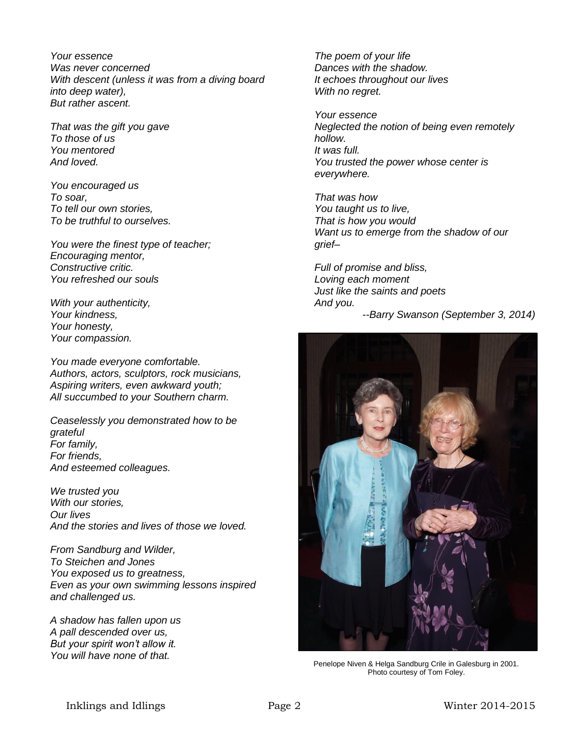*Your essence*
*Was never concerned*
*With descent (unless it was from a diving board into deep water),*
*But rather ascent.*

*That was the gift you gave*
*To those of us*
*You mentored*
*And loved.*

*You encouraged us*
*To soar,*
*To tell our own stories,*
*To be truthful to ourselves.*

*You were the finest type of teacher;*
*Encouraging mentor,*
*Constructive critic.*
*You refreshed our souls*

*With your authenticity,*
*Your kindness,*
*Your honesty,*
*Your compassion.*

*You made everyone comfortable.*
*Authors, actors, sculptors, rock musicians,*
*Aspiring writers, even awkward youth;*
*All succumbed to your Southern charm.*

*Ceaselessly you demonstrated how to be grateful*
*For family,*
*For friends,*
*And esteemed colleagues.*

*We trusted you*
*With our stories,*
*Our lives*
*And the stories and lives of those we loved.*

*From Sandburg and Wilder,*
*To Steichen and Jones*
*You exposed us to greatness,*
*Even as your own swimming lessons inspired and challenged us.*

*A shadow has fallen upon us*
*A pall descended over us,*
*But your spirit won't allow it.*
*You will have none of that.*

*The poem of your life*
*Dances with the shadow.*
*It echoes throughout our lives*
*With no regret.*

*Your essence*
*Neglected the notion of being even remotely hollow.*
*It was full.*
*You trusted the power whose center is everywhere.*

*That was how*
*You taught us to live,*
*That is how you would*
*Want us to emerge from the shadow of our grief–*

*Full of promise and bliss,*
*Loving each moment*
*Just like the saints and poets*
*And you.*

*--Barry Swanson (September 3, 2014)*

Penelope Niven & Helga Sandburg Crile in Galesburg in 2001. Photo courtesy of Tom Foley.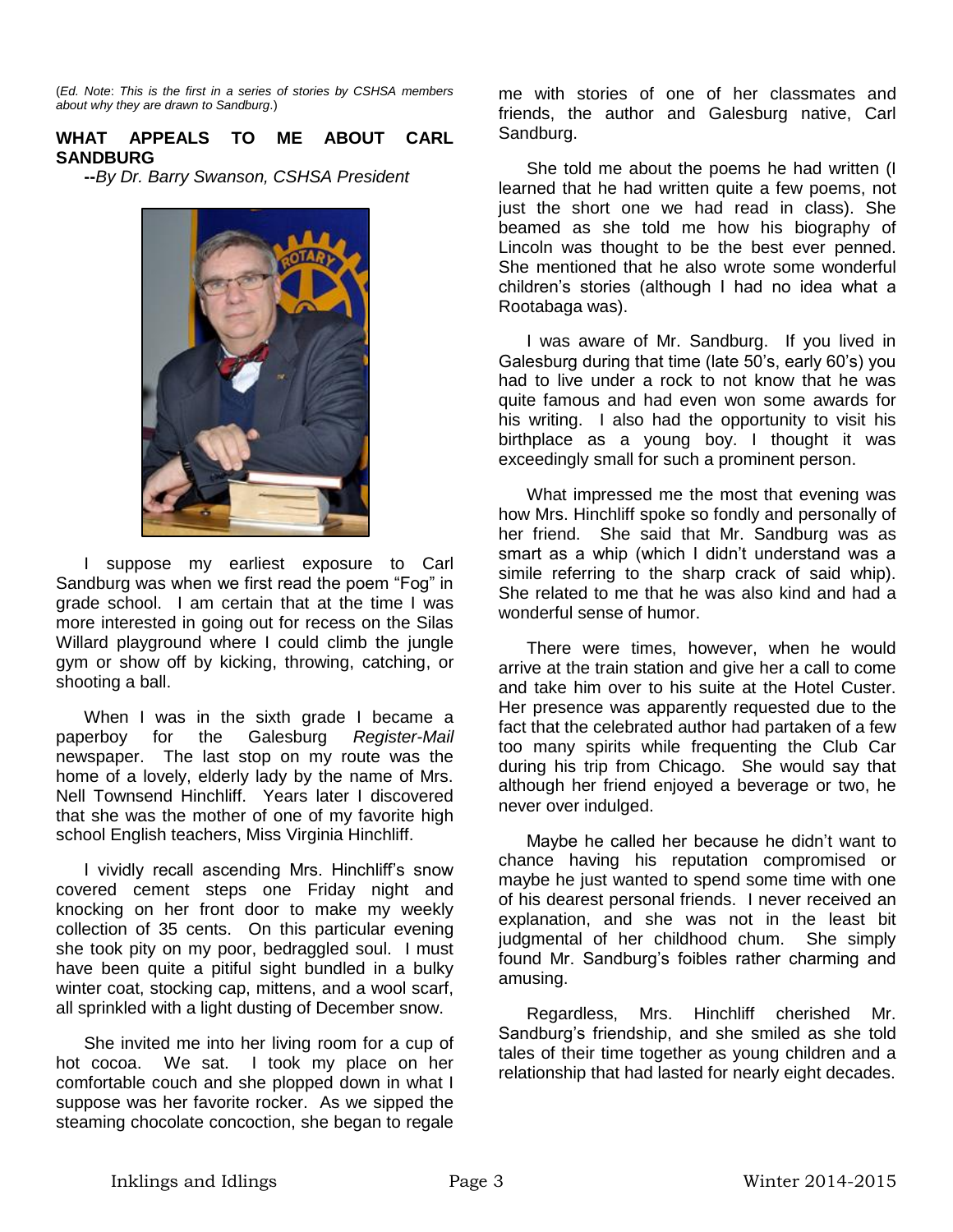(*Ed. Note*: *This is the first in a series of stories by CSHSA members about why they are drawn to Sandburg*.)

## WHAT APPEALS TO ME ABOUT CARL SANDBURG

**--***By Dr. Barry Swanson, CSHSA President*

I suppose my earliest exposure to Carl Sandburg was when we first read the poem "Fog" in grade school. I am certain that at the time I was more interested in going out for recess on the Silas Willard playground where I could climb the jungle gym or show off by kicking, throwing, catching, or shooting a ball.

When I was in the sixth grade I became a paperboy for the Galesburg *Register-Mail* newspaper. The last stop on my route was the home of a lovely, elderly lady by the name of Mrs. Nell Townsend Hinchliff. Years later I discovered that she was the mother of one of my favorite high school English teachers, Miss Virginia Hinchliff.

I vividly recall ascending Mrs. Hinchliff's snow covered cement steps one Friday night and knocking on her front door to make my weekly collection of 35 cents. On this particular evening she took pity on my poor, bedraggled soul. I must have been quite a pitiful sight bundled in a bulky winter coat, stocking cap, mittens, and a wool scarf, all sprinkled with a light dusting of December snow.

She invited me into her living room for a cup of hot cocoa. We sat. I took my place on her comfortable couch and she plopped down in what I suppose was her favorite rocker. As we sipped the steaming chocolate concoction, she began to regale me with stories of one of her classmates and friends, the author and Galesburg native, Carl Sandburg.

She told me about the poems he had written (I learned that he had written quite a few poems, not just the short one we had read in class). She beamed as she told me how his biography of Lincoln was thought to be the best ever penned. She mentioned that he also wrote some wonderful children's stories (although I had no idea what a Rootabaga was).

I was aware of Mr. Sandburg. If you lived in Galesburg during that time (late 50's, early 60's) you had to live under a rock to not know that he was quite famous and had even won some awards for his writing. I also had the opportunity to visit his birthplace as a young boy. I thought it was exceedingly small for such a prominent person.

What impressed me the most that evening was how Mrs. Hinchliff spoke so fondly and personally of her friend. She said that Mr. Sandburg was as smart as a whip (which I didn't understand was a simile referring to the sharp crack of said whip). She related to me that he was also kind and had a wonderful sense of humor.

There were times, however, when he would arrive at the train station and give her a call to come and take him over to his suite at the Hotel Custer. Her presence was apparently requested due to the fact that the celebrated author had partaken of a few too many spirits while frequenting the Club Car during his trip from Chicago. She would say that although her friend enjoyed a beverage or two, he never over indulged.

Maybe he called her because he didn't want to chance having his reputation compromised or maybe he just wanted to spend some time with one of his dearest personal friends. I never received an explanation, and she was not in the least bit judgmental of her childhood chum. She simply found Mr. Sandburg's foibles rather charming and amusing.

Regardless, Mrs. Hinchliff cherished Mr. Sandburg's friendship, and she smiled as she told tales of their time together as young children and a relationship that had lasted for nearly eight decades.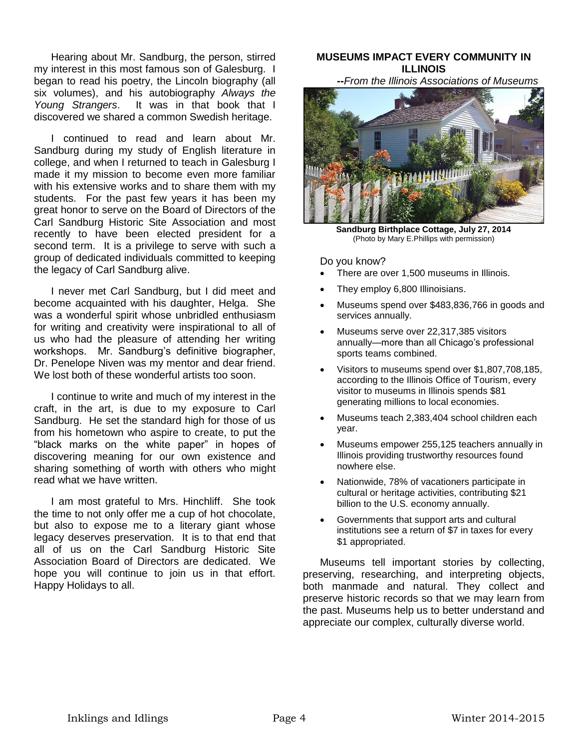Hearing about Mr. Sandburg, the person, stirred my interest in this most famous son of Galesburg. I began to read his poetry, the Lincoln biography (all six volumes), and his autobiography *Always the Young Strangers*. It was in that book that I discovered we shared a common Swedish heritage.

I continued to read and learn about Mr. Sandburg during my study of English literature in college, and when I returned to teach in Galesburg I made it my mission to become even more familiar with his extensive works and to share them with my students. For the past few years it has been my great honor to serve on the Board of Directors of the Carl Sandburg Historic Site Association and most recently to have been elected president for a second term. It is a privilege to serve with such a group of dedicated individuals committed to keeping the legacy of Carl Sandburg alive.

I never met Carl Sandburg, but I did meet and become acquainted with his daughter, Helga. She was a wonderful spirit whose unbridled enthusiasm for writing and creativity were inspirational to all of us who had the pleasure of attending her writing workshops. Mr. Sandburg's definitive biographer, Dr. Penelope Niven was my mentor and dear friend. We lost both of these wonderful artists too soon.

I continue to write and much of my interest in the craft, in the art, is due to my exposure to Carl Sandburg. He set the standard high for those of us from his hometown who aspire to create, to put the "black marks on the white paper" in hopes of discovering meaning for our own existence and sharing something of worth with others who might read what we have written.

I am most grateful to Mrs. Hinchliff. She took the time to not only offer me a cup of hot chocolate, but also to expose me to a literary giant whose legacy deserves preservation. It is to that end that all of us on the Carl Sandburg Historic Site Association Board of Directors are dedicated. We hope you will continue to join us in that effort. Happy Holidays to all.

## MUSEUMS IMPACT EVERY COMMUNITY IN ILLINOIS

**--***From the Illinois Associations of Museums*

**Sandburg Birthplace Cottage, July 27, 2014**
(Photo by Mary E.Phillips with permission)

Do you know?

- There are over 1,500 museums in Illinois.
- They employ 6,800 Illinoisians.
- Museums spend over $483,836,766 in goods and services annually.
- Museums serve over 22,317,385 visitors annually—more than all Chicago's professional sports teams combined.
- Visitors to museums spend over $1,807,708,185, according to the Illinois Office of Tourism, every visitor to museums in Illinois spends $81 generating millions to local economies.
- Museums teach 2,383,404 school children each year.
- Museums empower 255,125 teachers annually in Illinois providing trustworthy resources found nowhere else.
- Nationwide, 78% of vacationers participate in cultural or heritage activities, contributing $21 billion to the U.S. economy annually.
- Governments that support arts and cultural institutions see a return of $7 in taxes for every $1 appropriated.

Museums tell important stories by collecting, preserving, researching, and interpreting objects, both manmade and natural. They collect and preserve historic records so that we may learn from the past. Museums help us to better understand and appreciate our complex, culturally diverse world.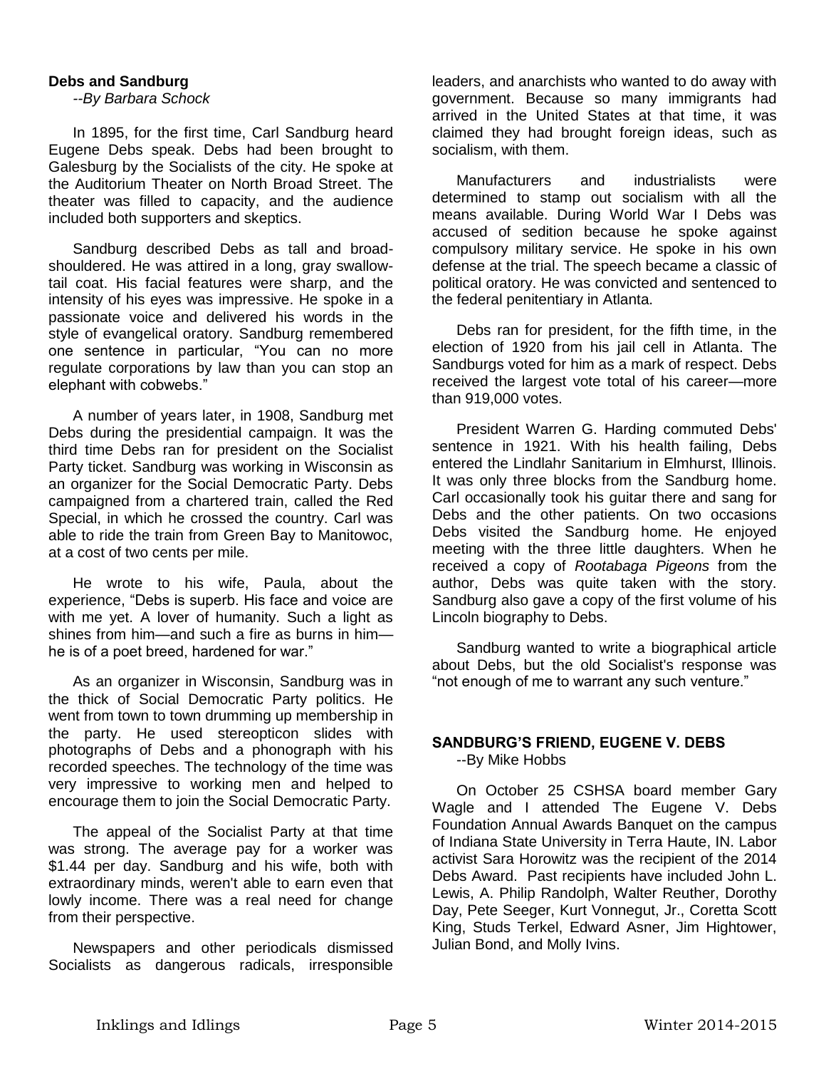**Debs and Sandburg**

*--By Barbara Schock*

In 1895, for the first time, Carl Sandburg heard Eugene Debs speak. Debs had been brought to Galesburg by the Socialists of the city. He spoke at the Auditorium Theater on North Broad Street. The theater was filled to capacity, and the audience included both supporters and skeptics.

Sandburg described Debs as tall and broad-shouldered. He was attired in a long, gray swallow-tail coat. His facial features were sharp, and the intensity of his eyes was impressive. He spoke in a passionate voice and delivered his words in the style of evangelical oratory. Sandburg remembered one sentence in particular, "You can no more regulate corporations by law than you can stop an elephant with cobwebs."

A number of years later, in 1908, Sandburg met Debs during the presidential campaign. It was the third time Debs ran for president on the Socialist Party ticket. Sandburg was working in Wisconsin as an organizer for the Social Democratic Party. Debs campaigned from a chartered train, called the Red Special, in which he crossed the country. Carl was able to ride the train from Green Bay to Manitowoc, at a cost of two cents per mile.

He wrote to his wife, Paula, about the experience, "Debs is superb. His face and voice are with me yet. A lover of humanity. Such a light as shines from him—and such a fire as burns in him—he is of a poet breed, hardened for war."

As an organizer in Wisconsin, Sandburg was in the thick of Social Democratic Party politics. He went from town to town drumming up membership in the party. He used stereopticon slides with photographs of Debs and a phonograph with his recorded speeches. The technology of the time was very impressive to working men and helped to encourage them to join the Social Democratic Party.

The appeal of the Socialist Party at that time was strong. The average pay for a worker was $1.44 per day. Sandburg and his wife, both with extraordinary minds, weren't able to earn even that lowly income. There was a real need for change from their perspective.

Newspapers and other periodicals dismissed Socialists as dangerous radicals, irresponsible leaders, and anarchists who wanted to do away with government. Because so many immigrants had arrived in the United States at that time, it was claimed they had brought foreign ideas, such as socialism, with them.

Manufacturers and industrialists were determined to stamp out socialism with all the means available. During World War I Debs was accused of sedition because he spoke against compulsory military service. He spoke in his own defense at the trial. The speech became a classic of political oratory. He was convicted and sentenced to the federal penitentiary in Atlanta.

Debs ran for president, for the fifth time, in the election of 1920 from his jail cell in Atlanta. The Sandburgs voted for him as a mark of respect. Debs received the largest vote total of his career—more than 919,000 votes.

President Warren G. Harding commuted Debs' sentence in 1921. With his health failing, Debs entered the Lindlahr Sanitarium in Elmhurst, Illinois. It was only three blocks from the Sandburg home. Carl occasionally took his guitar there and sang for Debs and the other patients. On two occasions Debs visited the Sandburg home. He enjoyed meeting with the three little daughters. When he received a copy of *Rootabaga Pigeons* from the author, Debs was quite taken with the story. Sandburg also gave a copy of the first volume of his Lincoln biography to Debs.

Sandburg wanted to write a biographical article about Debs, but the old Socialist's response was "not enough of me to warrant any such venture."

**SANDBURG'S FRIEND, EUGENE V. DEBS**

--By Mike Hobbs

On October 25 CSHSA board member Gary Wagle and I attended The Eugene V. Debs Foundation Annual Awards Banquet on the campus of Indiana State University in Terra Haute, IN. Labor activist Sara Horowitz was the recipient of the 2014 Debs Award. Past recipients have included John L. Lewis, A. Philip Randolph, Walter Reuther, Dorothy Day, Pete Seeger, Kurt Vonnegut, Jr., Coretta Scott King, Studs Terkel, Edward Asner, Jim Hightower, Julian Bond, and Molly Ivins.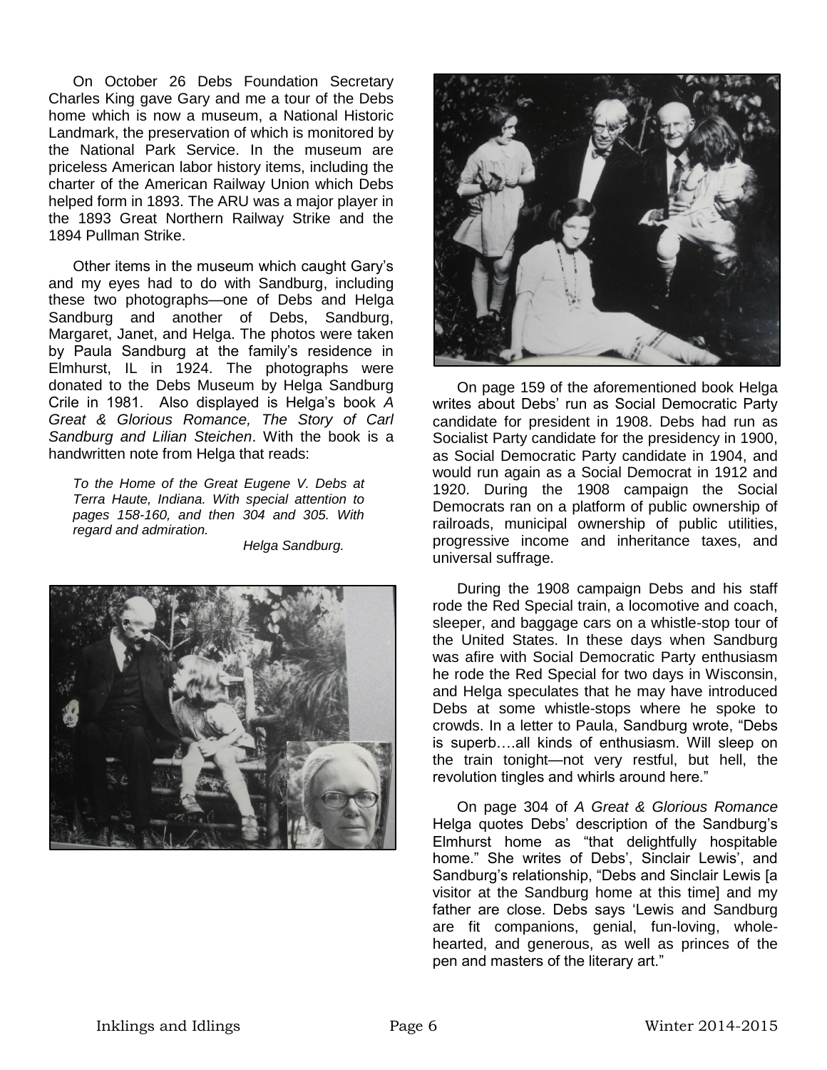On October 26 Debs Foundation Secretary Charles King gave Gary and me a tour of the Debs home which is now a museum, a National Historic Landmark, the preservation of which is monitored by the National Park Service. In the museum are priceless American labor history items, including the charter of the American Railway Union which Debs helped form in 1893. The ARU was a major player in the 1893 Great Northern Railway Strike and the 1894 Pullman Strike.

Other items in the museum which caught Gary's and my eyes had to do with Sandburg, including these two photographs—one of Debs and Helga Sandburg and another of Debs, Sandburg, Margaret, Janet, and Helga. The photos were taken by Paula Sandburg at the family's residence in Elmhurst, IL in 1924. The photographs were donated to the Debs Museum by Helga Sandburg Crile in 1981. Also displayed is Helga's book *A Great & Glorious Romance, The Story of Carl Sandburg and Lilian Steichen*. With the book is a handwritten note from Helga that reads:

> *To the Home of the Great Eugene V. Debs at Terra Haute, Indiana. With special attention to pages 158-160, and then 304 and 305. With regard and admiration.*
>
> *Helga Sandburg.*

On page 159 of the aforementioned book Helga writes about Debs' run as Social Democratic Party candidate for president in 1908. Debs had run as Socialist Party candidate for the presidency in 1900, as Social Democratic Party candidate in 1904, and would run again as a Social Democrat in 1912 and 1920. During the 1908 campaign the Social Democrats ran on a platform of public ownership of railroads, municipal ownership of public utilities, progressive income and inheritance taxes, and universal suffrage.

During the 1908 campaign Debs and his staff rode the Red Special train, a locomotive and coach, sleeper, and baggage cars on a whistle-stop tour of the United States. In these days when Sandburg was afire with Social Democratic Party enthusiasm he rode the Red Special for two days in Wisconsin, and Helga speculates that he may have introduced Debs at some whistle-stops where he spoke to crowds. In a letter to Paula, Sandburg wrote, "Debs is superb….all kinds of enthusiasm. Will sleep on the train tonight—not very restful, but hell, the revolution tingles and whirls around here."

On page 304 of *A Great & Glorious Romance* Helga quotes Debs' description of the Sandburg's Elmhurst home as "that delightfully hospitable home." She writes of Debs', Sinclair Lewis', and Sandburg's relationship, "Debs and Sinclair Lewis [a visitor at the Sandburg home at this time] and my father are close. Debs says 'Lewis and Sandburg are fit companions, genial, fun-loving, whole-hearted, and generous, as well as princes of the pen and masters of the literary art."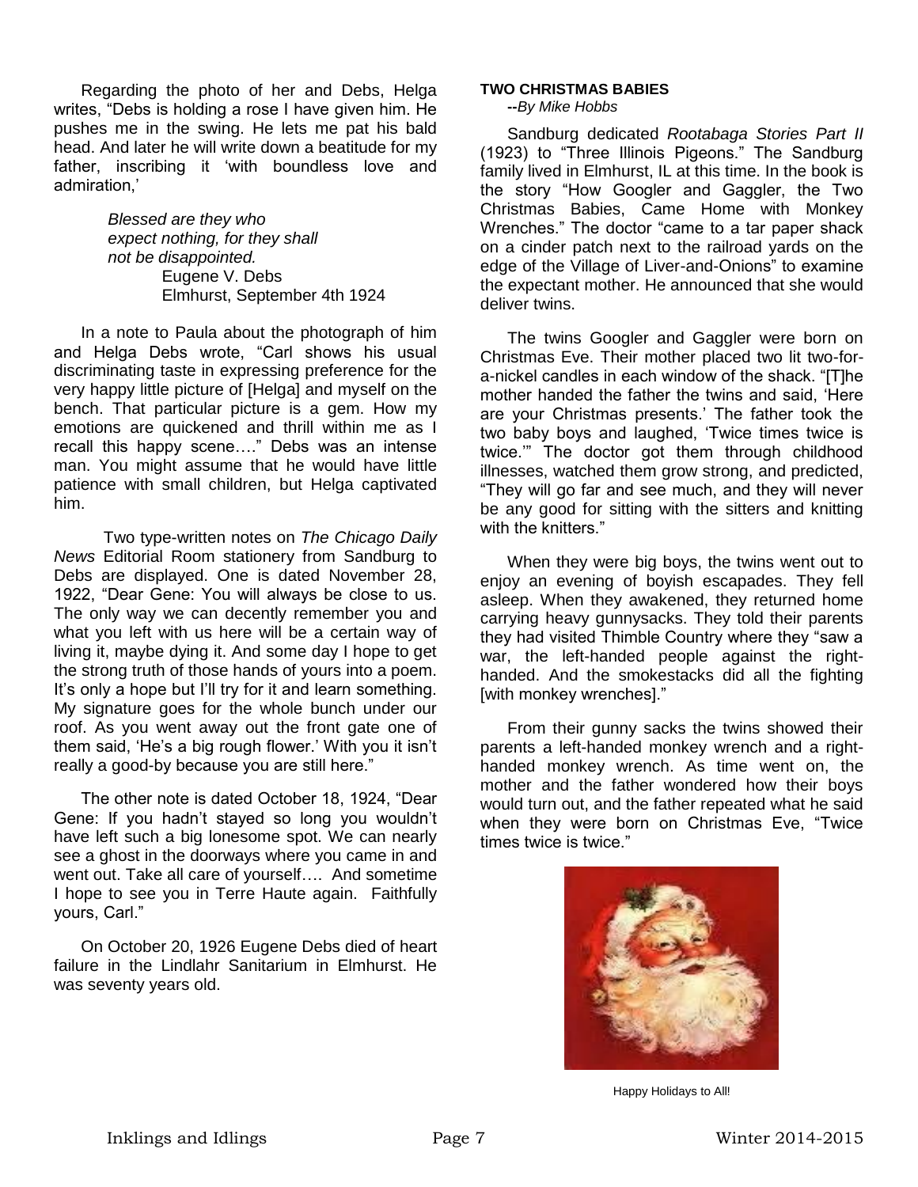Regarding the photo of her and Debs, Helga writes, "Debs is holding a rose I have given him. He pushes me in the swing. He lets me pat his bald head. And later he will write down a beatitude for my father, inscribing it 'with boundless love and admiration,'

> *Blessed are they who*
> *expect nothing, for they shall*
> *not be disappointed.*
> Eugene V. Debs
> Elmhurst, September 4th 1924

In a note to Paula about the photograph of him and Helga Debs wrote, "Carl shows his usual discriminating taste in expressing preference for the very happy little picture of [Helga] and myself on the bench. That particular picture is a gem. How my emotions are quickened and thrill within me as I recall this happy scene…." Debs was an intense man. You might assume that he would have little patience with small children, but Helga captivated him.

Two type-written notes on *The Chicago Daily News* Editorial Room stationery from Sandburg to Debs are displayed. One is dated November 28, 1922, "Dear Gene: You will always be close to us. The only way we can decently remember you and what you left with us here will be a certain way of living it, maybe dying it. And some day I hope to get the strong truth of those hands of yours into a poem. It's only a hope but I'll try for it and learn something. My signature goes for the whole bunch under our roof. As you went away out the front gate one of them said, 'He's a big rough flower.' With you it isn't really a good-by because you are still here."

The other note is dated October 18, 1924, "Dear Gene: If you hadn't stayed so long you wouldn't have left such a big lonesome spot. We can nearly see a ghost in the doorways where you came in and went out. Take all care of yourself…. And sometime I hope to see you in Terre Haute again. Faithfully yours, Carl."

On October 20, 1926 Eugene Debs died of heart failure in the Lindlahr Sanitarium in Elmhurst. He was seventy years old.

**TWO CHRISTMAS BABIES**

**--***By Mike Hobbs*

Sandburg dedicated *Rootabaga Stories Part II* (1923) to "Three Illinois Pigeons." The Sandburg family lived in Elmhurst, IL at this time. In the book is the story "How Googler and Gaggler, the Two Christmas Babies, Came Home with Monkey Wrenches." The doctor "came to a tar paper shack on a cinder patch next to the railroad yards on the edge of the Village of Liver-and-Onions" to examine the expectant mother. He announced that she would deliver twins.

The twins Googler and Gaggler were born on Christmas Eve. Their mother placed two lit two-for-a-nickel candles in each window of the shack. "[T]he mother handed the father the twins and said, 'Here are your Christmas presents.' The father took the two baby boys and laughed, 'Twice times twice is twice.'" The doctor got them through childhood illnesses, watched them grow strong, and predicted, "They will go far and see much, and they will never be any good for sitting with the sitters and knitting with the knitters."

When they were big boys, the twins went out to enjoy an evening of boyish escapades. They fell asleep. When they awakened, they returned home carrying heavy gunnysacks. They told their parents they had visited Thimble Country where they "saw a war, the left-handed people against the right-handed. And the smokestacks did all the fighting [with monkey wrenches]."

From their gunny sacks the twins showed their parents a left-handed monkey wrench and a right-handed monkey wrench. As time went on, the mother and the father wondered how their boys would turn out, and the father repeated what he said when they were born on Christmas Eve, "Twice times twice is twice."

Happy Holidays to All!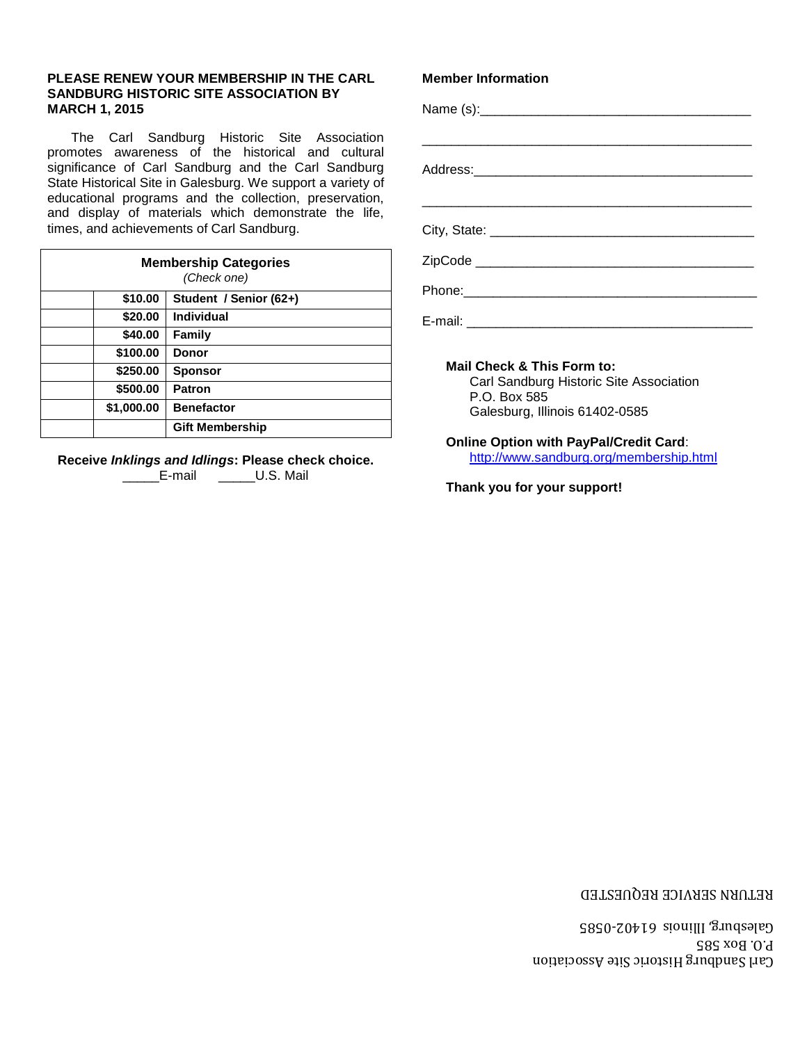**PLEASE RENEW YOUR MEMBERSHIP IN THE CARL SANDBURG HISTORIC SITE ASSOCIATION BY MARCH 1, 2015**

The Carl Sandburg Historic Site Association promotes awareness of the historical and cultural significance of Carl Sandburg and the Carl Sandburg State Historical Site in Galesburg. We support a variety of educational programs and the collection, preservation, and display of materials which demonstrate the life, times, and achievements of Carl Sandburg.

| Membership Categories *(Check one)* | | |
|---|---|---|
| | **$10.00** | **Student / Senior (62+)** |
| | **$20.00** | **Individual** |
| | **$40.00** | **Family** |
| | **$100.00** | **Donor** |
| | **$250.00** | **Sponsor** |
| | **$500.00** | **Patron** |
| | **$1,000.00** | **Benefactor** |
| | | **Gift Membership** |

**Receive *Inklings and Idlings*: Please check choice.**

_____E-mail _____U.S. Mail

**Member Information**

Name (s):______________________________________

_______________________________________________

Address:_______________________________________

_______________________________________________

City, State: ____________________________________

ZipCode _______________________________________

Phone:_________________________________________

E-mail: ________________________________________

**Mail Check & This Form to:**

Carl Sandburg Historic Site Association
P.O. Box 585
Galesburg, Illinois 61402-0585

**Online Option with PayPal/Credit Card**:
http://www.sandburg.org/membership.html

**Thank you for your support!**

RETURN SERVICE REQUESTED

Carl Sandburg Historic Site Association
P.O. Box 585
Galesburg, Illinois 61402-0585